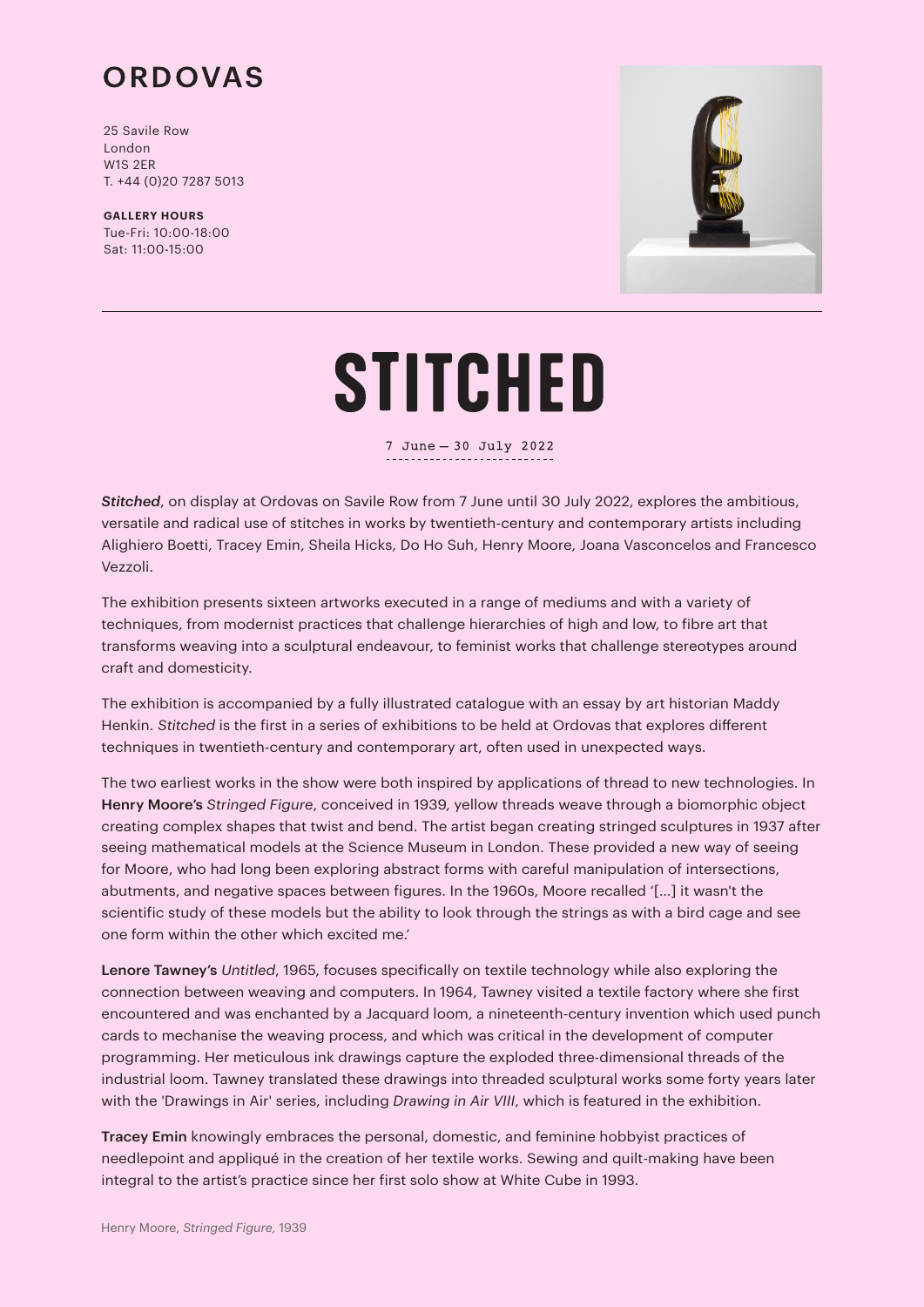# ORDOVAS

25 Savile Row
London
W1S 2ER
T. +44 (0)20 7287 5013

**GALLERY HOURS**
Tue-Fri: 10:00-18:00
Sat: 11:00-15:00

---

# STITCHED

7 June — 30 July 2022

***Stitched***, on display at Ordovas on Savile Row from 7 June until 30 July 2022, explores the ambitious, versatile and radical use of stitches in works by twentieth-century and contemporary artists including Alighiero Boetti, Tracey Emin, Sheila Hicks, Do Ho Suh, Henry Moore, Joana Vasconcelos and Francesco Vezzoli.

The exhibition presents sixteen artworks executed in a range of mediums and with a variety of techniques, from modernist practices that challenge hierarchies of high and low, to fibre art that transforms weaving into a sculptural endeavour, to feminist works that challenge stereotypes around craft and domesticity.

The exhibition is accompanied by a fully illustrated catalogue with an essay by art historian Maddy Henkin. *Stitched* is the first in a series of exhibitions to be held at Ordovas that explores different techniques in twentieth-century and contemporary art, often used in unexpected ways.

The two earliest works in the show were both inspired by applications of thread to new technologies. In **Henry Moore's** *Stringed Figure*, conceived in 1939, yellow threads weave through a biomorphic object creating complex shapes that twist and bend. The artist began creating stringed sculptures in 1937 after seeing mathematical models at the Science Museum in London. These provided a new way of seeing for Moore, who had long been exploring abstract forms with careful manipulation of intersections, abutments, and negative spaces between figures. In the 1960s, Moore recalled '[...] it wasn't the scientific study of these models but the ability to look through the strings as with a bird cage and see one form within the other which excited me.'

**Lenore Tawney's** *Untitled*, 1965, focuses specifically on textile technology while also exploring the connection between weaving and computers. In 1964, Tawney visited a textile factory where she first encountered and was enchanted by a Jacquard loom, a nineteenth-century invention which used punch cards to mechanise the weaving process, and which was critical in the development of computer programming. Her meticulous ink drawings capture the exploded three-dimensional threads of the industrial loom. Tawney translated these drawings into threaded sculptural works some forty years later with the 'Drawings in Air' series, including *Drawing in Air VIII*, which is featured in the exhibition.

**Tracey Emin** knowingly embraces the personal, domestic, and feminine hobbyist practices of needlepoint and appliqué in the creation of her textile works. Sewing and quilt-making have been integral to the artist's practice since her first solo show at White Cube in 1993.

Henry Moore, *Stringed Figure*, 1939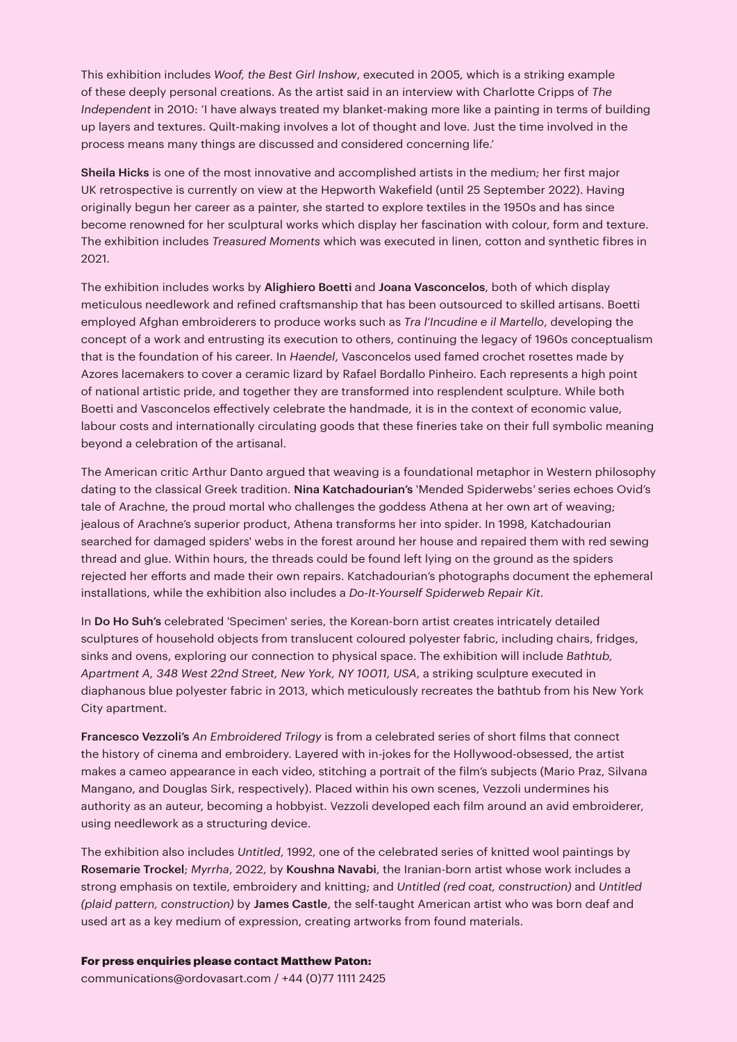This exhibition includes *Woof, the Best Girl Inshow*, executed in 2005, which is a striking example of these deeply personal creations. As the artist said in an interview with Charlotte Cripps of *The Independent* in 2010: 'I have always treated my blanket-making more like a painting in terms of building up layers and textures. Quilt-making involves a lot of thought and love. Just the time involved in the process means many things are discussed and considered concerning life.'

**Sheila Hicks** is one of the most innovative and accomplished artists in the medium; her first major UK retrospective is currently on view at the Hepworth Wakefield (until 25 September 2022). Having originally begun her career as a painter, she started to explore textiles in the 1950s and has since become renowned for her sculptural works which display her fascination with colour, form and texture. The exhibition includes *Treasured Moments* which was executed in linen, cotton and synthetic fibres in 2021.

The exhibition includes works by **Alighiero Boetti** and **Joana Vasconcelos**, both of which display meticulous needlework and refined craftsmanship that has been outsourced to skilled artisans. Boetti employed Afghan embroiderers to produce works such as *Tra l'Incudine e il Martello*, developing the concept of a work and entrusting its execution to others, continuing the legacy of 1960s conceptualism that is the foundation of his career. In *Haendel*, Vasconcelos used famed crochet rosettes made by Azores lacemakers to cover a ceramic lizard by Rafael Bordallo Pinheiro. Each represents a high point of national artistic pride, and together they are transformed into resplendent sculpture. While both Boetti and Vasconcelos effectively celebrate the handmade, it is in the context of economic value, labour costs and internationally circulating goods that these fineries take on their full symbolic meaning beyond a celebration of the artisanal.

The American critic Arthur Danto argued that weaving is a foundational metaphor in Western philosophy dating to the classical Greek tradition. **Nina Katchadourian's** 'Mended Spiderwebs' series echoes Ovid's tale of Arachne, the proud mortal who challenges the goddess Athena at her own art of weaving; jealous of Arachne's superior product, Athena transforms her into spider. In 1998, Katchadourian searched for damaged spiders' webs in the forest around her house and repaired them with red sewing thread and glue. Within hours, the threads could be found left lying on the ground as the spiders rejected her efforts and made their own repairs. Katchadourian's photographs document the ephemeral installations, while the exhibition also includes a *Do-It-Yourself Spiderweb Repair Kit*.

In **Do Ho Suh's** celebrated 'Specimen' series, the Korean-born artist creates intricately detailed sculptures of household objects from translucent coloured polyester fabric, including chairs, fridges, sinks and ovens, exploring our connection to physical space. The exhibition will include *Bathtub, Apartment A, 348 West 22nd Street, New York, NY 10011, USA*, a striking sculpture executed in diaphanous blue polyester fabric in 2013, which meticulously recreates the bathtub from his New York City apartment.

**Francesco Vezzoli's** *An Embroidered Trilogy* is from a celebrated series of short films that connect the history of cinema and embroidery. Layered with in-jokes for the Hollywood-obsessed, the artist makes a cameo appearance in each video, stitching a portrait of the film's subjects (Mario Praz, Silvana Mangano, and Douglas Sirk, respectively). Placed within his own scenes, Vezzoli undermines his authority as an auteur, becoming a hobbyist. Vezzoli developed each film around an avid embroiderer, using needlework as a structuring device.

The exhibition also includes *Untitled*, 1992, one of the celebrated series of knitted wool paintings by **Rosemarie Trockel**; *Myrrha*, 2022, by **Koushna Navabi**, the Iranian-born artist whose work includes a strong emphasis on textile, embroidery and knitting; and *Untitled (red coat, construction)* and *Untitled (plaid pattern, construction)* by **James Castle**, the self-taught American artist who was born deaf and used art as a key medium of expression, creating artworks from found materials.

**For press enquiries please contact Matthew Paton:**
communications@ordovasart.com / +44 (0)77 1111 2425